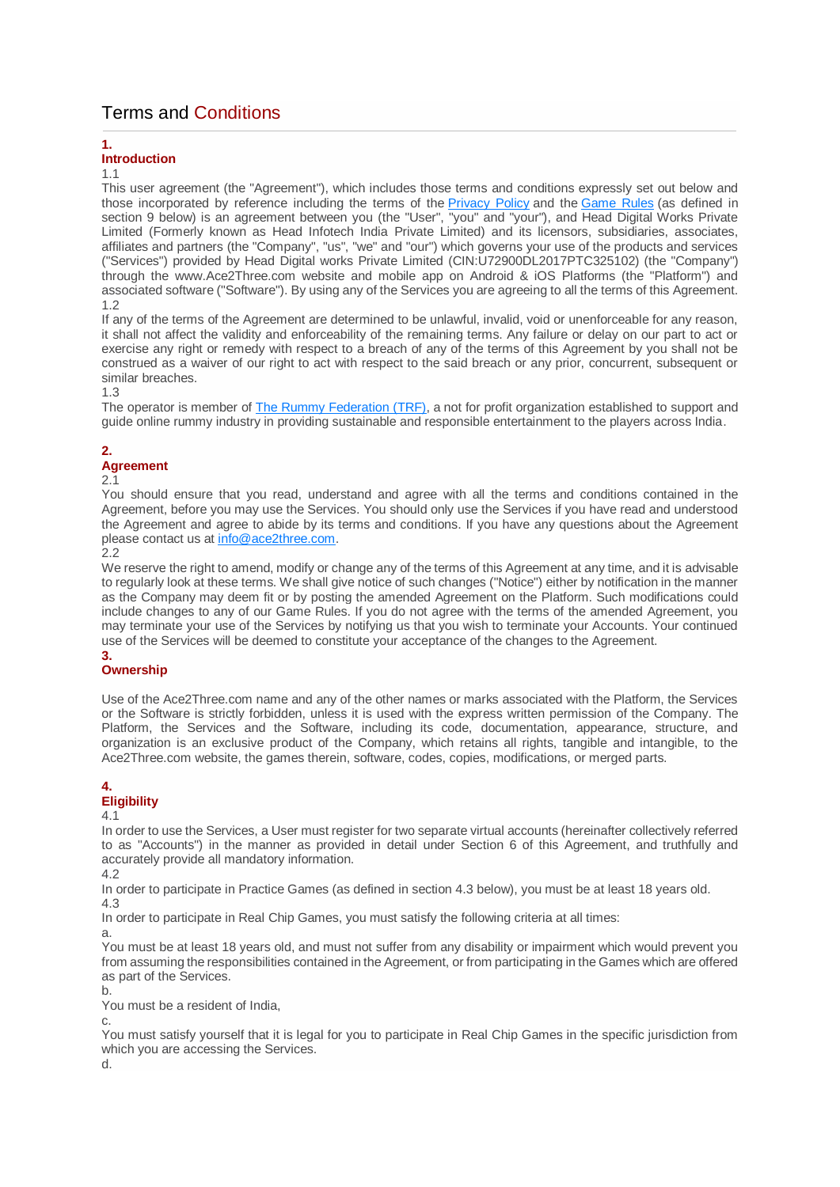# Terms and Conditions

## 1. Introduction

1.1

This user agreement (the "Agreement"), which includes those terms and conditions expressly set out below and those incorporated by reference including the terms of the Privacy Policy and the Game Rules (as defined in section 9 below) is an agreement between you (the "User", "you" and "your"), and Head Digital Works Private Limited (Formerly known as Head Infotech India Private Limited) and its licensors, subsidiaries, associates, affiliates and partners (the "Company", "us", "we" and "our") which governs your use of the products and services ("Services") provided by Head Digital works Private Limited (CIN:U72900DL2017PTC325102) (the "Company") through the www.Ace2Three.com website and mobile app on Android & iOS Platforms (the "Platform") and associated software ("Software"). By using any of the Services you are agreeing to all the terms of this Agreement.

1.2

If any of the terms of the Agreement are determined to be unlawful, invalid, void or unenforceable for any reason, it shall not affect the validity and enforceability of the remaining terms. Any failure or delay on our part to act or exercise any right or remedy with respect to a breach of any of the terms of this Agreement by you shall not be construed as a waiver of our right to act with respect to the said breach or any prior, concurrent, subsequent or similar breaches.

1.3

The operator is member of The Rummy Federation (TRF), a not for profit organization established to support and guide online rummy industry in providing sustainable and responsible entertainment to the players across India.

## 2. Agreement

2.1

You should ensure that you read, understand and agree with all the terms and conditions contained in the Agreement, before you may use the Services. You should only use the Services if you have read and understood the Agreement and agree to abide by its terms and conditions. If you have any questions about the Agreement please contact us at info@ace2three.com.

2.2

We reserve the right to amend, modify or change any of the terms of this Agreement at any time, and it is advisable to regularly look at these terms. We shall give notice of such changes ("Notice") either by notification in the manner as the Company may deem fit or by posting the amended Agreement on the Platform. Such modifications could include changes to any of our Game Rules. If you do not agree with the terms of the amended Agreement, you may terminate your use of the Services by notifying us that you wish to terminate your Accounts. Your continued use of the Services will be deemed to constitute your acceptance of the changes to the Agreement.

## 3. Ownership

Use of the Ace2Three.com name and any of the other names or marks associated with the Platform, the Services or the Software is strictly forbidden, unless it is used with the express written permission of the Company. The Platform, the Services and the Software, including its code, documentation, appearance, structure, and organization is an exclusive product of the Company, which retains all rights, tangible and intangible, to the Ace2Three.com website, the games therein, software, codes, copies, modifications, or merged parts.

## 4. Eligibility

4.1

In order to use the Services, a User must register for two separate virtual accounts (hereinafter collectively referred to as "Accounts") in the manner as provided in detail under Section 6 of this Agreement, and truthfully and accurately provide all mandatory information.

4.2

In order to participate in Practice Games (as defined in section 4.3 below), you must be at least 18 years old.

4.3

In order to participate in Real Chip Games, you must satisfy the following criteria at all times:

a.

You must be at least 18 years old, and must not suffer from any disability or impairment which would prevent you from assuming the responsibilities contained in the Agreement, or from participating in the Games which are offered as part of the Services.

b.

You must be a resident of India,

c.

You must satisfy yourself that it is legal for you to participate in Real Chip Games in the specific jurisdiction from which you are accessing the Services.

d.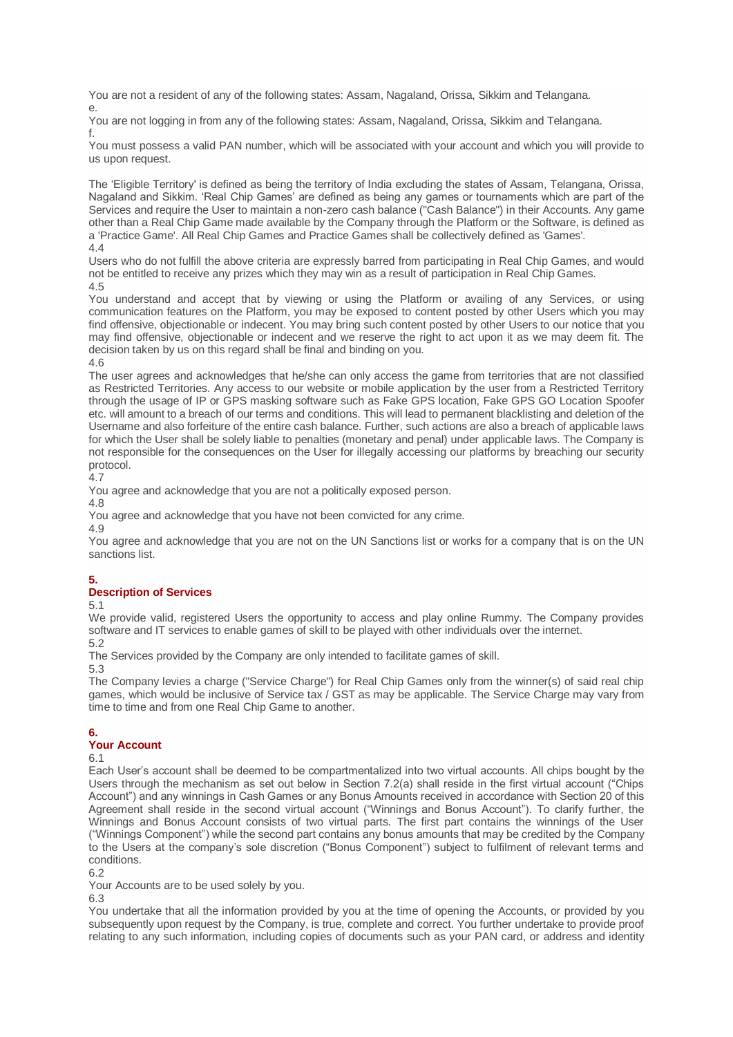You are not a resident of any of the following states: Assam, Nagaland, Orissa, Sikkim and Telangana.

e.

You are not logging in from any of the following states: Assam, Nagaland, Orissa, Sikkim and Telangana.

f.

You must possess a valid PAN number, which will be associated with your account and which you will provide to us upon request.

The 'Eligible Territory' is defined as being the territory of India excluding the states of Assam, Telangana, Orissa, Nagaland and Sikkim. 'Real Chip Games' are defined as being any games or tournaments which are part of the Services and require the User to maintain a non-zero cash balance ("Cash Balance") in their Accounts. Any game other than a Real Chip Game made available by the Company through the Platform or the Software, is defined as a 'Practice Game'. All Real Chip Games and Practice Games shall be collectively defined as 'Games'.

4.4

Users who do not fulfill the above criteria are expressly barred from participating in Real Chip Games, and would not be entitled to receive any prizes which they may win as a result of participation in Real Chip Games.

4.5

You understand and accept that by viewing or using the Platform or availing of any Services, or using communication features on the Platform, you may be exposed to content posted by other Users which you may find offensive, objectionable or indecent. You may bring such content posted by other Users to our notice that you may find offensive, objectionable or indecent and we reserve the right to act upon it as we may deem fit. The decision taken by us on this regard shall be final and binding on you.

4.6

The user agrees and acknowledges that he/she can only access the game from territories that are not classified as Restricted Territories. Any access to our website or mobile application by the user from a Restricted Territory through the usage of IP or GPS masking software such as Fake GPS location, Fake GPS GO Location Spoofer etc. will amount to a breach of our terms and conditions. This will lead to permanent blacklisting and deletion of the Username and also forfeiture of the entire cash balance. Further, such actions are also a breach of applicable laws for which the User shall be solely liable to penalties (monetary and penal) under applicable laws. The Company is not responsible for the consequences on the User for illegally accessing our platforms by breaching our security protocol.

4.7

You agree and acknowledge that you are not a politically exposed person.

4.8

You agree and acknowledge that you have not been convicted for any crime.

4.9

You agree and acknowledge that you are not on the UN Sanctions list or works for a company that is on the UN sanctions list.

## 5. Description of Services

5.1

We provide valid, registered Users the opportunity to access and play online Rummy. The Company provides software and IT services to enable games of skill to be played with other individuals over the internet.

5.2

The Services provided by the Company are only intended to facilitate games of skill.

5.3

The Company levies a charge ("Service Charge") for Real Chip Games only from the winner(s) of said real chip games, which would be inclusive of Service tax / GST as may be applicable. The Service Charge may vary from time to time and from one Real Chip Game to another.

## 6. Your Account

6.1

Each User's account shall be deemed to be compartmentalized into two virtual accounts. All chips bought by the Users through the mechanism as set out below in Section 7.2(a) shall reside in the first virtual account ("Chips Account") and any winnings in Cash Games or any Bonus Amounts received in accordance with Section 20 of this Agreement shall reside in the second virtual account ("Winnings and Bonus Account"). To clarify further, the Winnings and Bonus Account consists of two virtual parts. The first part contains the winnings of the User ("Winnings Component") while the second part contains any bonus amounts that may be credited by the Company to the Users at the company's sole discretion ("Bonus Component") subject to fulfilment of relevant terms and conditions.

6.2

Your Accounts are to be used solely by you.

6.3

You undertake that all the information provided by you at the time of opening the Accounts, or provided by you subsequently upon request by the Company, is true, complete and correct. You further undertake to provide proof relating to any such information, including copies of documents such as your PAN card, or address and identity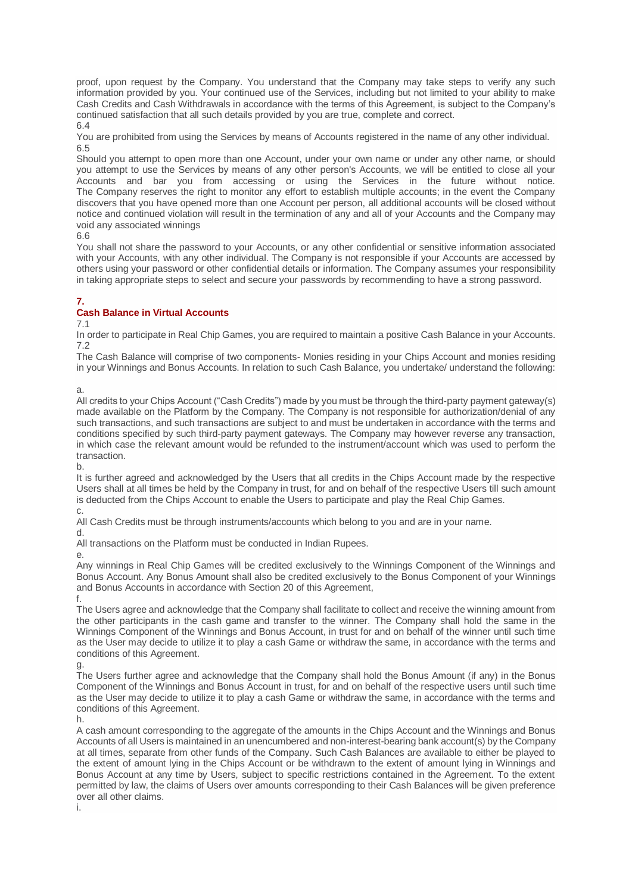proof, upon request by the Company. You understand that the Company may take steps to verify any such information provided by you. Your continued use of the Services, including but not limited to your ability to make Cash Credits and Cash Withdrawals in accordance with the terms of this Agreement, is subject to the Company's continued satisfaction that all such details provided by you are true, complete and correct.

6.4

You are prohibited from using the Services by means of Accounts registered in the name of any other individual.

6.5

Should you attempt to open more than one Account, under your own name or under any other name, or should you attempt to use the Services by means of any other person's Accounts, we will be entitled to close all your Accounts and bar you from accessing or using the Services in the future without notice. The Company reserves the right to monitor any effort to establish multiple accounts; in the event the Company discovers that you have opened more than one Account per person, all additional accounts will be closed without notice and continued violation will result in the termination of any and all of your Accounts and the Company may void any associated winnings

6.6

You shall not share the password to your Accounts, or any other confidential or sensitive information associated with your Accounts, with any other individual. The Company is not responsible if your Accounts are accessed by others using your password or other confidential details or information. The Company assumes your responsibility in taking appropriate steps to select and secure your passwords by recommending to have a strong password.

## 7.

## Cash Balance in Virtual Accounts

7.1

In order to participate in Real Chip Games, you are required to maintain a positive Cash Balance in your Accounts.

7.2

The Cash Balance will comprise of two components- Monies residing in your Chips Account and monies residing in your Winnings and Bonus Accounts. In relation to such Cash Balance, you undertake/ understand the following:

a.

All credits to your Chips Account ("Cash Credits") made by you must be through the third-party payment gateway(s) made available on the Platform by the Company. The Company is not responsible for authorization/denial of any such transactions, and such transactions are subject to and must be undertaken in accordance with the terms and conditions specified by such third-party payment gateways. The Company may however reverse any transaction, in which case the relevant amount would be refunded to the instrument/account which was used to perform the transaction.

b.

It is further agreed and acknowledged by the Users that all credits in the Chips Account made by the respective Users shall at all times be held by the Company in trust, for and on behalf of the respective Users till such amount is deducted from the Chips Account to enable the Users to participate and play the Real Chip Games.

c.

All Cash Credits must be through instruments/accounts which belong to you and are in your name.

d.

All transactions on the Platform must be conducted in Indian Rupees.

e.

Any winnings in Real Chip Games will be credited exclusively to the Winnings Component of the Winnings and Bonus Account. Any Bonus Amount shall also be credited exclusively to the Bonus Component of your Winnings and Bonus Accounts in accordance with Section 20 of this Agreement,

f.

The Users agree and acknowledge that the Company shall facilitate to collect and receive the winning amount from the other participants in the cash game and transfer to the winner. The Company shall hold the same in the Winnings Component of the Winnings and Bonus Account, in trust for and on behalf of the winner until such time as the User may decide to utilize it to play a cash Game or withdraw the same, in accordance with the terms and conditions of this Agreement.

g.

The Users further agree and acknowledge that the Company shall hold the Bonus Amount (if any) in the Bonus Component of the Winnings and Bonus Account in trust, for and on behalf of the respective users until such time as the User may decide to utilize it to play a cash Game or withdraw the same, in accordance with the terms and conditions of this Agreement.

h.

A cash amount corresponding to the aggregate of the amounts in the Chips Account and the Winnings and Bonus Accounts of all Users is maintained in an unencumbered and non-interest-bearing bank account(s) by the Company at all times, separate from other funds of the Company. Such Cash Balances are available to either be played to the extent of amount lying in the Chips Account or be withdrawn to the extent of amount lying in Winnings and Bonus Account at any time by Users, subject to specific restrictions contained in the Agreement. To the extent permitted by law, the claims of Users over amounts corresponding to their Cash Balances will be given preference over all other claims.

i.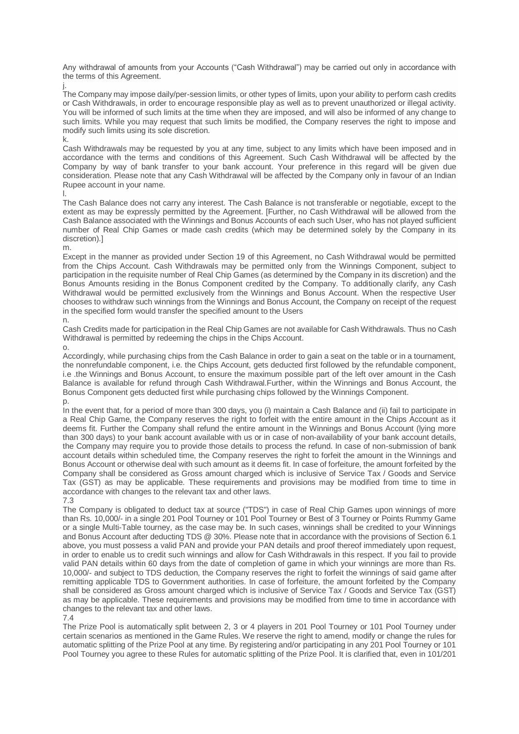Any withdrawal of amounts from your Accounts ("Cash Withdrawal") may be carried out only in accordance with the terms of this Agreement.

j.

The Company may impose daily/per-session limits, or other types of limits, upon your ability to perform cash credits or Cash Withdrawals, in order to encourage responsible play as well as to prevent unauthorized or illegal activity. You will be informed of such limits at the time when they are imposed, and will also be informed of any change to such limits. While you may request that such limits be modified, the Company reserves the right to impose and modify such limits using its sole discretion.

k.

Cash Withdrawals may be requested by you at any time, subject to any limits which have been imposed and in accordance with the terms and conditions of this Agreement. Such Cash Withdrawal will be affected by the Company by way of bank transfer to your bank account. Your preference in this regard will be given due consideration. Please note that any Cash Withdrawal will be affected by the Company only in favour of an Indian Rupee account in your name.

l.

The Cash Balance does not carry any interest. The Cash Balance is not transferable or negotiable, except to the extent as may be expressly permitted by the Agreement. [Further, no Cash Withdrawal will be allowed from the Cash Balance associated with the Winnings and Bonus Accounts of each such User, who has not played sufficient number of Real Chip Games or made cash credits (which may be determined solely by the Company in its discretion).]

m.

Except in the manner as provided under Section 19 of this Agreement, no Cash Withdrawal would be permitted from the Chips Account. Cash Withdrawals may be permitted only from the Winnings Component, subject to participation in the requisite number of Real Chip Games (as determined by the Company in its discretion) and the Bonus Amounts residing in the Bonus Component credited by the Company. To additionally clarify, any Cash Withdrawal would be permitted exclusively from the Winnings and Bonus Account. When the respective User chooses to withdraw such winnings from the Winnings and Bonus Account, the Company on receipt of the request in the specified form would transfer the specified amount to the Users

n.

Cash Credits made for participation in the Real Chip Games are not available for Cash Withdrawals. Thus no Cash Withdrawal is permitted by redeeming the chips in the Chips Account.

o.

Accordingly, while purchasing chips from the Cash Balance in order to gain a seat on the table or in a tournament, the nonrefundable component, i.e. the Chips Account, gets deducted first followed by the refundable component, i.e .the Winnings and Bonus Account, to ensure the maximum possible part of the left over amount in the Cash Balance is available for refund through Cash Withdrawal.Further, within the Winnings and Bonus Account, the Bonus Component gets deducted first while purchasing chips followed by the Winnings Component.

p.

In the event that, for a period of more than 300 days, you (i) maintain a Cash Balance and (ii) fail to participate in a Real Chip Game, the Company reserves the right to forfeit with the entire amount in the Chips Account as it deems fit. Further the Company shall refund the entire amount in the Winnings and Bonus Account (lying more than 300 days) to your bank account available with us or in case of non-availability of your bank account details, the Company may require you to provide those details to process the refund. In case of non-submission of bank account details within scheduled time, the Company reserves the right to forfeit the amount in the Winnings and Bonus Account or otherwise deal with such amount as it deems fit. In case of forfeiture, the amount forfeited by the Company shall be considered as Gross amount charged which is inclusive of Service Tax / Goods and Service Tax (GST) as may be applicable. These requirements and provisions may be modified from time to time in accordance with changes to the relevant tax and other laws.

7.3

The Company is obligated to deduct tax at source ("TDS") in case of Real Chip Games upon winnings of more than Rs. 10,000/- in a single 201 Pool Tourney or 101 Pool Tourney or Best of 3 Tourney or Points Rummy Game or a single Multi-Table tourney, as the case may be. In such cases, winnings shall be credited to your Winnings and Bonus Account after deducting TDS @ 30%. Please note that in accordance with the provisions of Section 6.1 above, you must possess a valid PAN and provide your PAN details and proof thereof immediately upon request, in order to enable us to credit such winnings and allow for Cash Withdrawals in this respect. If you fail to provide valid PAN details within 60 days from the date of completion of game in which your winnings are more than Rs. 10,000/- and subject to TDS deduction, the Company reserves the right to forfeit the winnings of said game after remitting applicable TDS to Government authorities. In case of forfeiture, the amount forfeited by the Company shall be considered as Gross amount charged which is inclusive of Service Tax / Goods and Service Tax (GST) as may be applicable. These requirements and provisions may be modified from time to time in accordance with changes to the relevant tax and other laws.

7.4

The Prize Pool is automatically split between 2, 3 or 4 players in 201 Pool Tourney or 101 Pool Tourney under certain scenarios as mentioned in the Game Rules. We reserve the right to amend, modify or change the rules for automatic splitting of the Prize Pool at any time. By registering and/or participating in any 201 Pool Tourney or 101 Pool Tourney you agree to these Rules for automatic splitting of the Prize Pool. It is clarified that, even in 101/201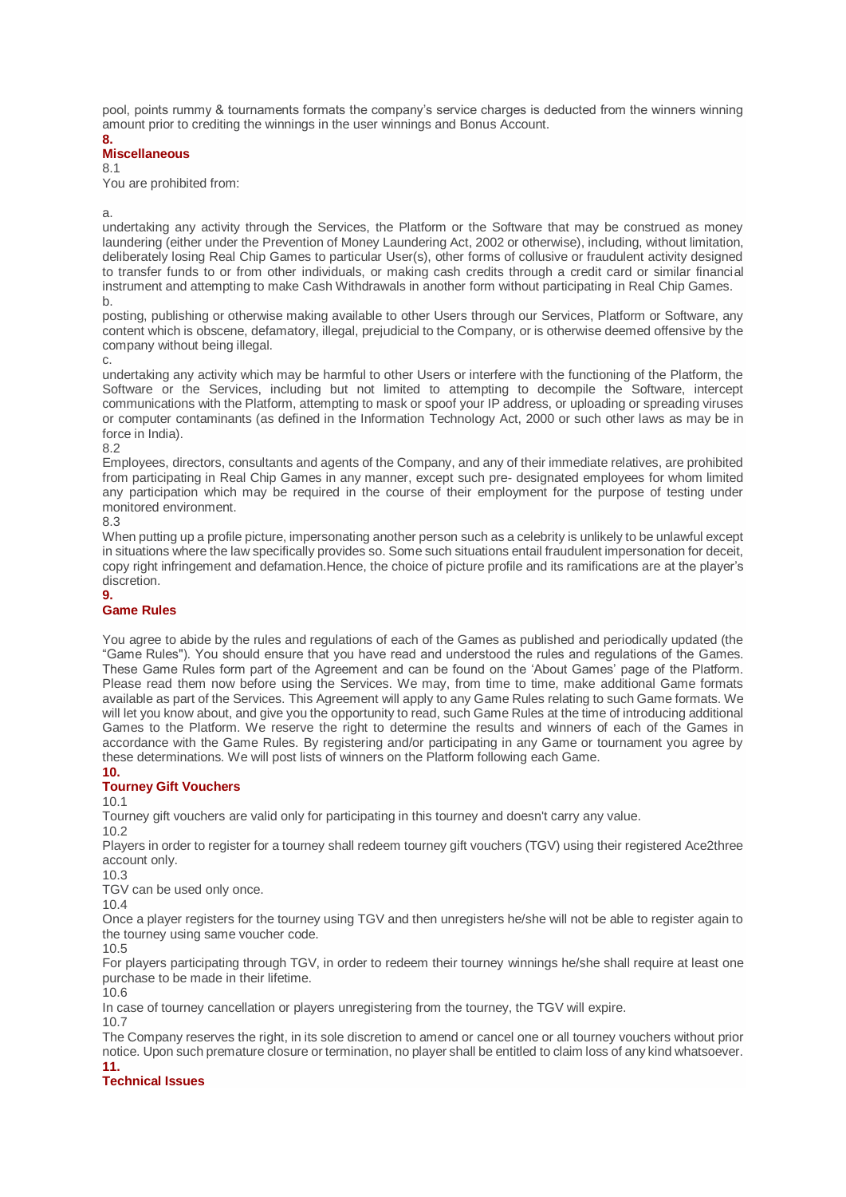pool, points rummy & tournaments formats the company's service charges is deducted from the winners winning amount prior to crediting the winnings in the user winnings and Bonus Account.

## 8. Miscellaneous

8.1

You are prohibited from:

a.

undertaking any activity through the Services, the Platform or the Software that may be construed as money laundering (either under the Prevention of Money Laundering Act, 2002 or otherwise), including, without limitation, deliberately losing Real Chip Games to particular User(s), other forms of collusive or fraudulent activity designed to transfer funds to or from other individuals, or making cash credits through a credit card or similar financial instrument and attempting to make Cash Withdrawals in another form without participating in Real Chip Games.

b.

posting, publishing or otherwise making available to other Users through our Services, Platform or Software, any content which is obscene, defamatory, illegal, prejudicial to the Company, or is otherwise deemed offensive by the company without being illegal.

c.

undertaking any activity which may be harmful to other Users or interfere with the functioning of the Platform, the Software or the Services, including but not limited to attempting to decompile the Software, intercept communications with the Platform, attempting to mask or spoof your IP address, or uploading or spreading viruses or computer contaminants (as defined in the Information Technology Act, 2000 or such other laws as may be in force in India).

8.2

Employees, directors, consultants and agents of the Company, and any of their immediate relatives, are prohibited from participating in Real Chip Games in any manner, except such pre- designated employees for whom limited any participation which may be required in the course of their employment for the purpose of testing under monitored environment.

8.3

When putting up a profile picture, impersonating another person such as a celebrity is unlikely to be unlawful except in situations where the law specifically provides so. Some such situations entail fraudulent impersonation for deceit, copy right infringement and defamation.Hence, the choice of picture profile and its ramifications are at the player's discretion.

## 9. Game Rules

You agree to abide by the rules and regulations of each of the Games as published and periodically updated (the "Game Rules"). You should ensure that you have read and understood the rules and regulations of the Games. These Game Rules form part of the Agreement and can be found on the 'About Games' page of the Platform. Please read them now before using the Services. We may, from time to time, make additional Game formats available as part of the Services. This Agreement will apply to any Game Rules relating to such Game formats. We will let you know about, and give you the opportunity to read, such Game Rules at the time of introducing additional Games to the Platform. We reserve the right to determine the results and winners of each of the Games in accordance with the Game Rules. By registering and/or participating in any Game or tournament you agree by these determinations. We will post lists of winners on the Platform following each Game.

## 10. Tourney Gift Vouchers

10.1

Tourney gift vouchers are valid only for participating in this tourney and doesn't carry any value.

10.2

Players in order to register for a tourney shall redeem tourney gift vouchers (TGV) using their registered Ace2three account only.

10.3

TGV can be used only once.

10.4

Once a player registers for the tourney using TGV and then unregisters he/she will not be able to register again to the tourney using same voucher code.

10.5

For players participating through TGV, in order to redeem their tourney winnings he/she shall require at least one purchase to be made in their lifetime.

10.6

In case of tourney cancellation or players unregistering from the tourney, the TGV will expire.

10.7

The Company reserves the right, in its sole discretion to amend or cancel one or all tourney vouchers without prior notice. Upon such premature closure or termination, no player shall be entitled to claim loss of any kind whatsoever.

## 11. Technical Issues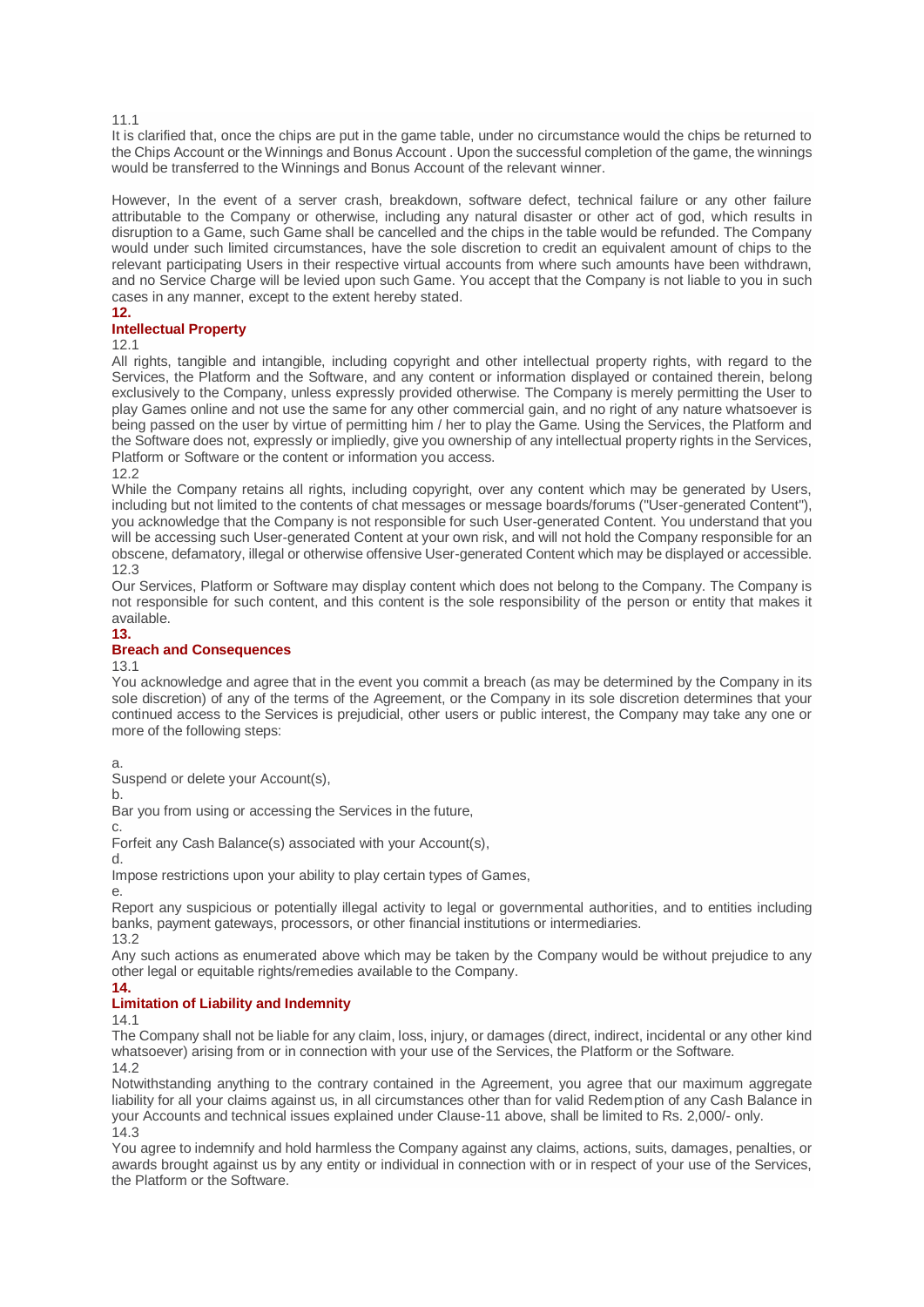11.1

It is clarified that, once the chips are put in the game table, under no circumstance would the chips be returned to the Chips Account or the Winnings and Bonus Account . Upon the successful completion of the game, the winnings would be transferred to the Winnings and Bonus Account of the relevant winner.

However, In the event of a server crash, breakdown, software defect, technical failure or any other failure attributable to the Company or otherwise, including any natural disaster or other act of god, which results in disruption to a Game, such Game shall be cancelled and the chips in the table would be refunded. The Company would under such limited circumstances, have the sole discretion to credit an equivalent amount of chips to the relevant participating Users in their respective virtual accounts from where such amounts have been withdrawn, and no Service Charge will be levied upon such Game. You accept that the Company is not liable to you in such cases in any manner, except to the extent hereby stated.

## 12.

## Intellectual Property

12.1

All rights, tangible and intangible, including copyright and other intellectual property rights, with regard to the Services, the Platform and the Software, and any content or information displayed or contained therein, belong exclusively to the Company, unless expressly provided otherwise. The Company is merely permitting the User to play Games online and not use the same for any other commercial gain, and no right of any nature whatsoever is being passed on the user by virtue of permitting him / her to play the Game. Using the Services, the Platform and the Software does not, expressly or impliedly, give you ownership of any intellectual property rights in the Services, Platform or Software or the content or information you access.

12.2

While the Company retains all rights, including copyright, over any content which may be generated by Users, including but not limited to the contents of chat messages or message boards/forums ("User-generated Content"), you acknowledge that the Company is not responsible for such User-generated Content. You understand that you will be accessing such User-generated Content at your own risk, and will not hold the Company responsible for an obscene, defamatory, illegal or otherwise offensive User-generated Content which may be displayed or accessible.

12.3

Our Services, Platform or Software may display content which does not belong to the Company. The Company is not responsible for such content, and this content is the sole responsibility of the person or entity that makes it available.

## 13.

## Breach and Consequences

13.1

You acknowledge and agree that in the event you commit a breach (as may be determined by the Company in its sole discretion) of any of the terms of the Agreement, or the Company in its sole discretion determines that your continued access to the Services is prejudicial, other users or public interest, the Company may take any one or more of the following steps:

a.
Suspend or delete your Account(s),

b.
Bar you from using or accessing the Services in the future,

c.
Forfeit any Cash Balance(s) associated with your Account(s),

d.
Impose restrictions upon your ability to play certain types of Games,

e.
Report any suspicious or potentially illegal activity to legal or governmental authorities, and to entities including banks, payment gateways, processors, or other financial institutions or intermediaries.

13.2

Any such actions as enumerated above which may be taken by the Company would be without prejudice to any other legal or equitable rights/remedies available to the Company.

## 14.

## Limitation of Liability and Indemnity

14.1

The Company shall not be liable for any claim, loss, injury, or damages (direct, indirect, incidental or any other kind whatsoever) arising from or in connection with your use of the Services, the Platform or the Software.

14.2

Notwithstanding anything to the contrary contained in the Agreement, you agree that our maximum aggregate liability for all your claims against us, in all circumstances other than for valid Redemption of any Cash Balance in your Accounts and technical issues explained under Clause-11 above, shall be limited to Rs. 2,000/- only.

14.3

You agree to indemnify and hold harmless the Company against any claims, actions, suits, damages, penalties, or awards brought against us by any entity or individual in connection with or in respect of your use of the Services, the Platform or the Software.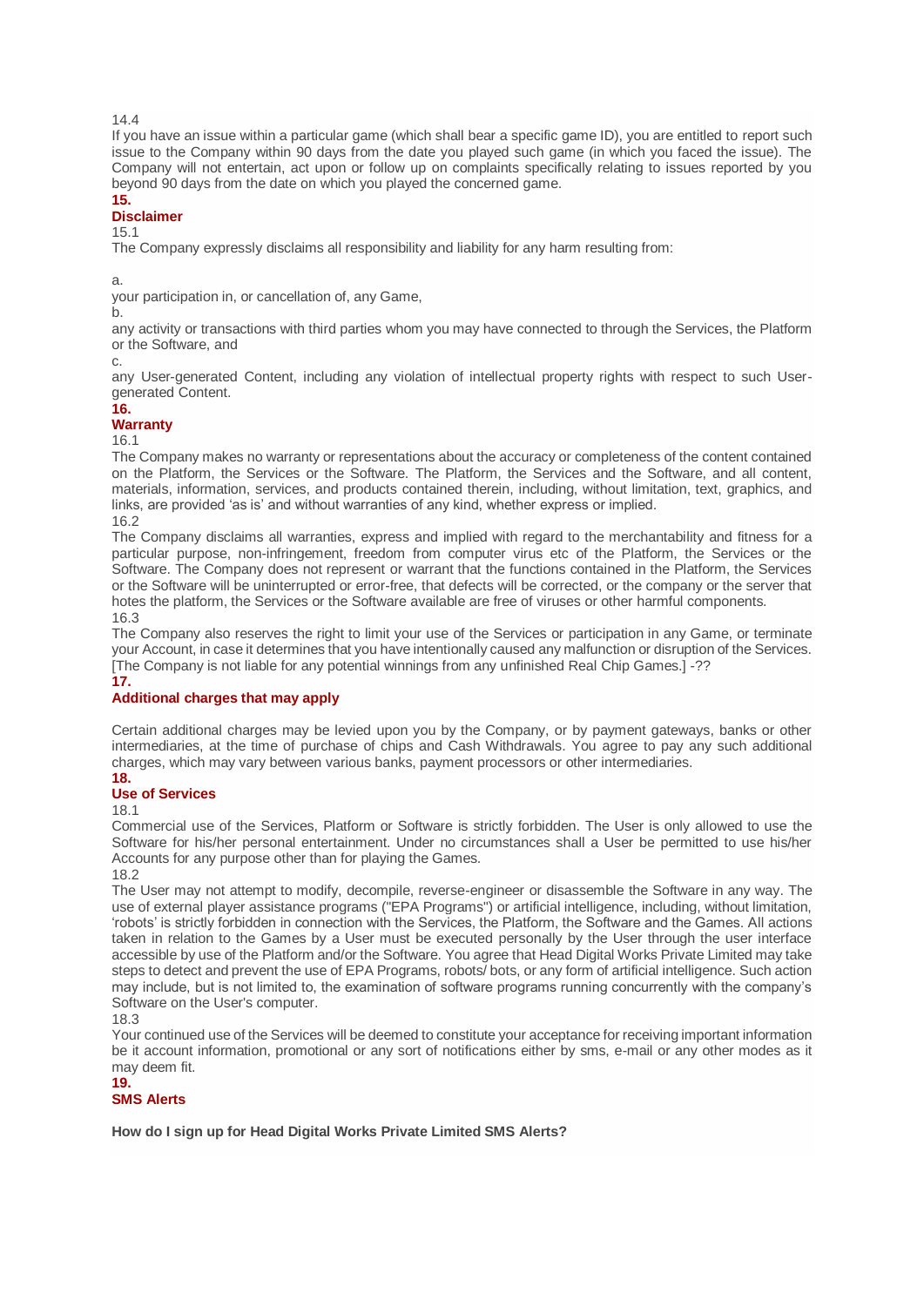14.4

If you have an issue within a particular game (which shall bear a specific game ID), you are entitled to report such issue to the Company within 90 days from the date you played such game (in which you faced the issue). The Company will not entertain, act upon or follow up on complaints specifically relating to issues reported by you beyond 90 days from the date on which you played the concerned game.

## 15.

## Disclaimer

15.1

The Company expressly disclaims all responsibility and liability for any harm resulting from:

a.

your participation in, or cancellation of, any Game,

b.

any activity or transactions with third parties whom you may have connected to through the Services, the Platform or the Software, and

c.

any User-generated Content, including any violation of intellectual property rights with respect to such User-generated Content.

## 16.

## Warranty

16.1

The Company makes no warranty or representations about the accuracy or completeness of the content contained on the Platform, the Services or the Software. The Platform, the Services and the Software, and all content, materials, information, services, and products contained therein, including, without limitation, text, graphics, and links, are provided 'as is' and without warranties of any kind, whether express or implied.

16.2

The Company disclaims all warranties, express and implied with regard to the merchantability and fitness for a particular purpose, non-infringement, freedom from computer virus etc of the Platform, the Services or the Software. The Company does not represent or warrant that the functions contained in the Platform, the Services or the Software will be uninterrupted or error-free, that defects will be corrected, or the company or the server that hotes the platform, the Services or the Software available are free of viruses or other harmful components.

16.3

The Company also reserves the right to limit your use of the Services or participation in any Game, or terminate your Account, in case it determines that you have intentionally caused any malfunction or disruption of the Services. [The Company is not liable for any potential winnings from any unfinished Real Chip Games.] -??

## 17.

## Additional charges that may apply

Certain additional charges may be levied upon you by the Company, or by payment gateways, banks or other intermediaries, at the time of purchase of chips and Cash Withdrawals. You agree to pay any such additional charges, which may vary between various banks, payment processors or other intermediaries.

## 18.

## Use of Services

18.1

Commercial use of the Services, Platform or Software is strictly forbidden. The User is only allowed to use the Software for his/her personal entertainment. Under no circumstances shall a User be permitted to use his/her Accounts for any purpose other than for playing the Games.

18.2

The User may not attempt to modify, decompile, reverse-engineer or disassemble the Software in any way. The use of external player assistance programs ("EPA Programs") or artificial intelligence, including, without limitation, 'robots' is strictly forbidden in connection with the Services, the Platform, the Software and the Games. All actions taken in relation to the Games by a User must be executed personally by the User through the user interface accessible by use of the Platform and/or the Software. You agree that Head Digital Works Private Limited may take steps to detect and prevent the use of EPA Programs, robots/ bots, or any form of artificial intelligence. Such action may include, but is not limited to, the examination of software programs running concurrently with the company's Software on the User's computer.

18.3

Your continued use of the Services will be deemed to constitute your acceptance for receiving important information be it account information, promotional or any sort of notifications either by sms, e-mail or any other modes as it may deem fit.

## 19.

## SMS Alerts

**How do I sign up for Head Digital Works Private Limited SMS Alerts?**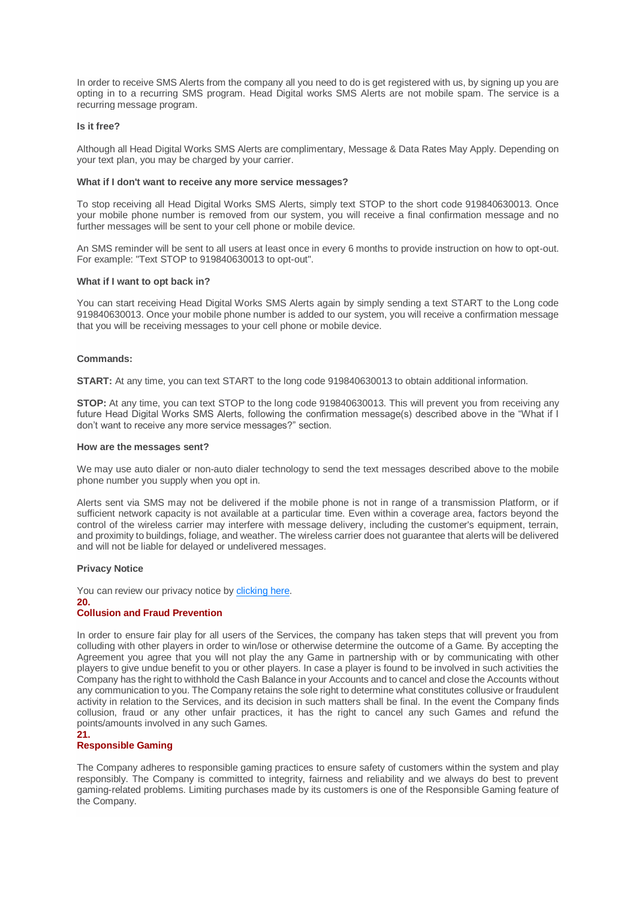In order to receive SMS Alerts from the company all you need to do is get registered with us, by signing up you are opting in to a recurring SMS program. Head Digital works SMS Alerts are not mobile spam. The service is a recurring message program.

**Is it free?**

Although all Head Digital Works SMS Alerts are complimentary, Message & Data Rates May Apply. Depending on your text plan, you may be charged by your carrier.

**What if I don't want to receive any more service messages?**

To stop receiving all Head Digital Works SMS Alerts, simply text STOP to the short code 919840630013. Once your mobile phone number is removed from our system, you will receive a final confirmation message and no further messages will be sent to your cell phone or mobile device.

An SMS reminder will be sent to all users at least once in every 6 months to provide instruction on how to opt-out. For example: "Text STOP to 919840630013 to opt-out".

**What if I want to opt back in?**

You can start receiving Head Digital Works SMS Alerts again by simply sending a text START to the Long code 919840630013. Once your mobile phone number is added to our system, you will receive a confirmation message that you will be receiving messages to your cell phone or mobile device.

**Commands:**

**START:** At any time, you can text START to the long code 919840630013 to obtain additional information.

**STOP:** At any time, you can text STOP to the long code 919840630013. This will prevent you from receiving any future Head Digital Works SMS Alerts, following the confirmation message(s) described above in the "What if I don't want to receive any more service messages?" section.

**How are the messages sent?**

We may use auto dialer or non-auto dialer technology to send the text messages described above to the mobile phone number you supply when you opt in.

Alerts sent via SMS may not be delivered if the mobile phone is not in range of a transmission Platform, or if sufficient network capacity is not available at a particular time. Even within a coverage area, factors beyond the control of the wireless carrier may interfere with message delivery, including the customer's equipment, terrain, and proximity to buildings, foliage, and weather. The wireless carrier does not guarantee that alerts will be delivered and will not be liable for delayed or undelivered messages.

**Privacy Notice**

You can review our privacy notice by clicking here.

## 20. Collusion and Fraud Prevention

In order to ensure fair play for all users of the Services, the company has taken steps that will prevent you from colluding with other players in order to win/lose or otherwise determine the outcome of a Game. By accepting the Agreement you agree that you will not play the any Game in partnership with or by communicating with other players to give undue benefit to you or other players. In case a player is found to be involved in such activities the Company has the right to withhold the Cash Balance in your Accounts and to cancel and close the Accounts without any communication to you. The Company retains the sole right to determine what constitutes collusive or fraudulent activity in relation to the Services, and its decision in such matters shall be final. In the event the Company finds collusion, fraud or any other unfair practices, it has the right to cancel any such Games and refund the points/amounts involved in any such Games.

## 21. Responsible Gaming

The Company adheres to responsible gaming practices to ensure safety of customers within the system and play responsibly. The Company is committed to integrity, fairness and reliability and we always do best to prevent gaming-related problems. Limiting purchases made by its customers is one of the Responsible Gaming feature of the Company.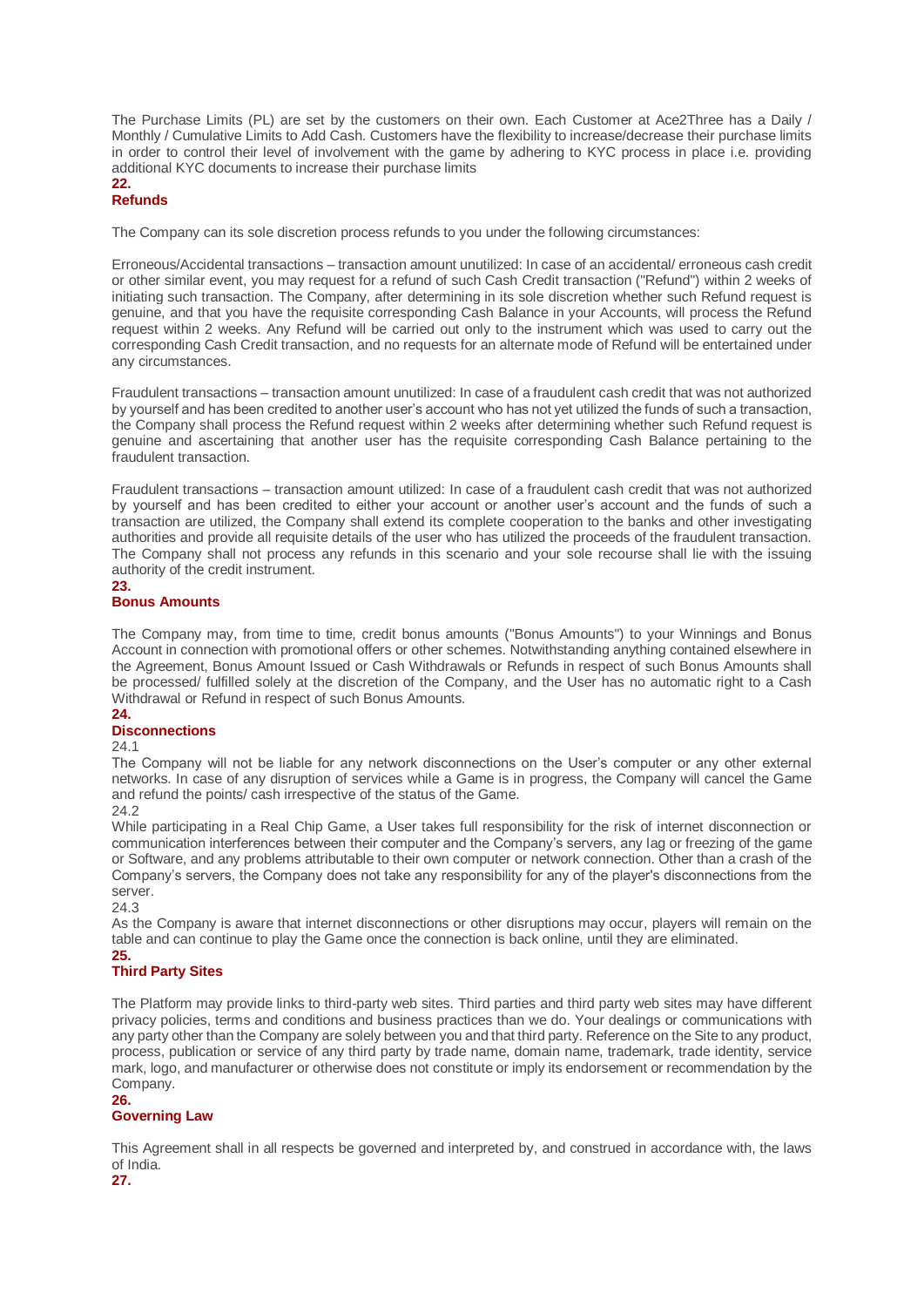The Purchase Limits (PL) are set by the customers on their own. Each Customer at Ace2Three has a Daily / Monthly / Cumulative Limits to Add Cash. Customers have the flexibility to increase/decrease their purchase limits in order to control their level of involvement with the game by adhering to KYC process in place i.e. providing additional KYC documents to increase their purchase limits

## 22. Refunds

The Company can its sole discretion process refunds to you under the following circumstances:

Erroneous/Accidental transactions – transaction amount unutilized: In case of an accidental/ erroneous cash credit or other similar event, you may request for a refund of such Cash Credit transaction ("Refund") within 2 weeks of initiating such transaction. The Company, after determining in its sole discretion whether such Refund request is genuine, and that you have the requisite corresponding Cash Balance in your Accounts, will process the Refund request within 2 weeks. Any Refund will be carried out only to the instrument which was used to carry out the corresponding Cash Credit transaction, and no requests for an alternate mode of Refund will be entertained under any circumstances.

Fraudulent transactions – transaction amount unutilized: In case of a fraudulent cash credit that was not authorized by yourself and has been credited to another user's account who has not yet utilized the funds of such a transaction, the Company shall process the Refund request within 2 weeks after determining whether such Refund request is genuine and ascertaining that another user has the requisite corresponding Cash Balance pertaining to the fraudulent transaction.

Fraudulent transactions – transaction amount utilized: In case of a fraudulent cash credit that was not authorized by yourself and has been credited to either your account or another user's account and the funds of such a transaction are utilized, the Company shall extend its complete cooperation to the banks and other investigating authorities and provide all requisite details of the user who has utilized the proceeds of the fraudulent transaction. The Company shall not process any refunds in this scenario and your sole recourse shall lie with the issuing authority of the credit instrument.

## 23. Bonus Amounts

The Company may, from time to time, credit bonus amounts ("Bonus Amounts") to your Winnings and Bonus Account in connection with promotional offers or other schemes. Notwithstanding anything contained elsewhere in the Agreement, Bonus Amount Issued or Cash Withdrawals or Refunds in respect of such Bonus Amounts shall be processed/ fulfilled solely at the discretion of the Company, and the User has no automatic right to a Cash Withdrawal or Refund in respect of such Bonus Amounts.

## 24. Disconnections

24.1

The Company will not be liable for any network disconnections on the User's computer or any other external networks. In case of any disruption of services while a Game is in progress, the Company will cancel the Game and refund the points/ cash irrespective of the status of the Game.

24.2

While participating in a Real Chip Game, a User takes full responsibility for the risk of internet disconnection or communication interferences between their computer and the Company's servers, any lag or freezing of the game or Software, and any problems attributable to their own computer or network connection. Other than a crash of the Company's servers, the Company does not take any responsibility for any of the player's disconnections from the server.

24.3

As the Company is aware that internet disconnections or other disruptions may occur, players will remain on the table and can continue to play the Game once the connection is back online, until they are eliminated.

## 25. Third Party Sites

The Platform may provide links to third-party web sites. Third parties and third party web sites may have different privacy policies, terms and conditions and business practices than we do. Your dealings or communications with any party other than the Company are solely between you and that third party. Reference on the Site to any product, process, publication or service of any third party by trade name, domain name, trademark, trade identity, service mark, logo, and manufacturer or otherwise does not constitute or imply its endorsement or recommendation by the Company.

## 26. Governing Law

This Agreement shall in all respects be governed and interpreted by, and construed in accordance with, the laws of India.

## 27.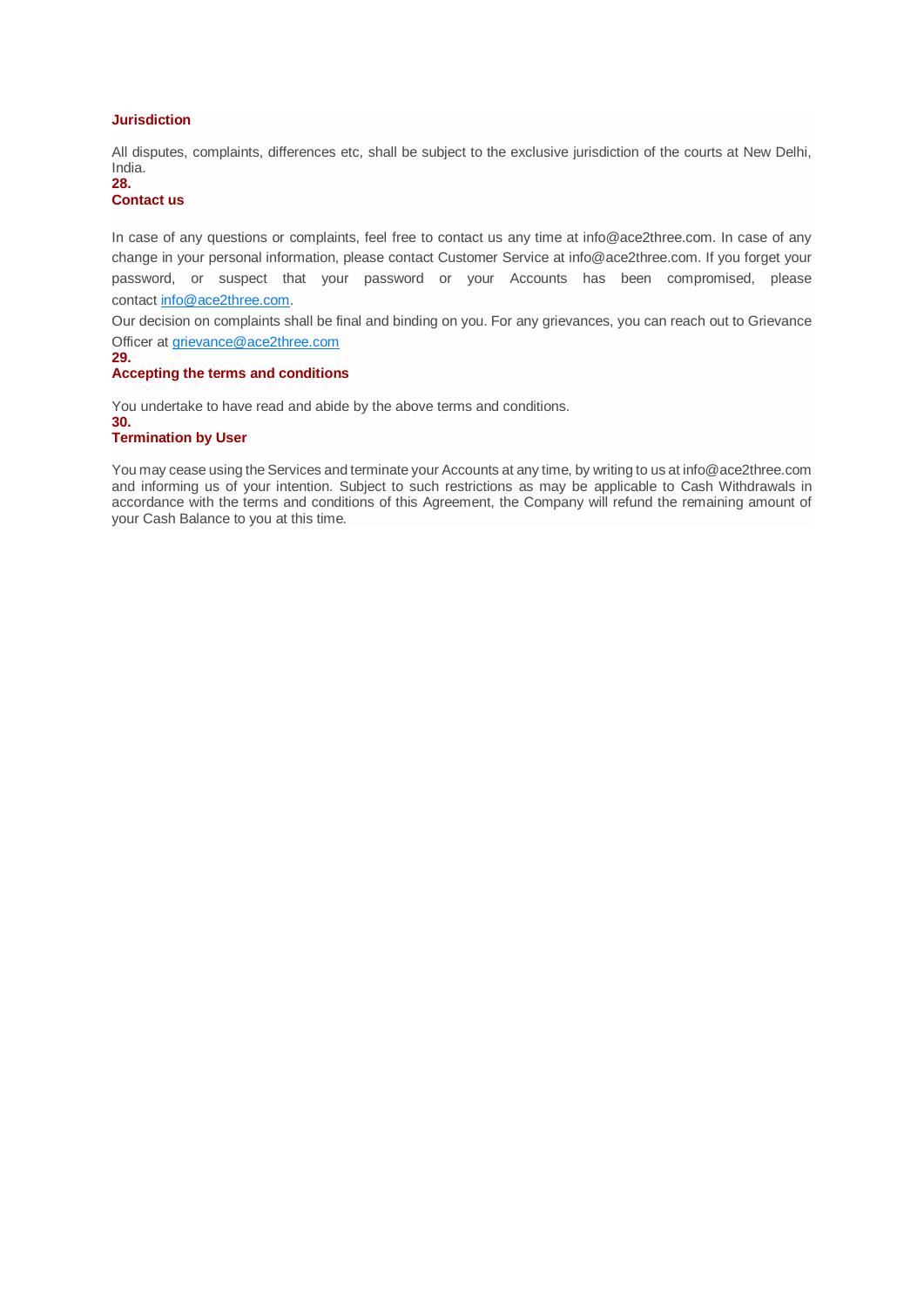### Jurisdiction

All disputes, complaints, differences etc, shall be subject to the exclusive jurisdiction of the courts at New Delhi, India.

### 28. Contact us

In case of any questions or complaints, feel free to contact us any time at info@ace2three.com. In case of any change in your personal information, please contact Customer Service at info@ace2three.com. If you forget your password, or suspect that your password or your Accounts has been compromised, please contact info@ace2three.com.

Our decision on complaints shall be final and binding on you. For any grievances, you can reach out to Grievance Officer at grievance@ace2three.com

### 29. Accepting the terms and conditions

You undertake to have read and abide by the above terms and conditions.

### 30. Termination by User

You may cease using the Services and terminate your Accounts at any time, by writing to us at info@ace2three.com and informing us of your intention. Subject to such restrictions as may be applicable to Cash Withdrawals in accordance with the terms and conditions of this Agreement, the Company will refund the remaining amount of your Cash Balance to you at this time.